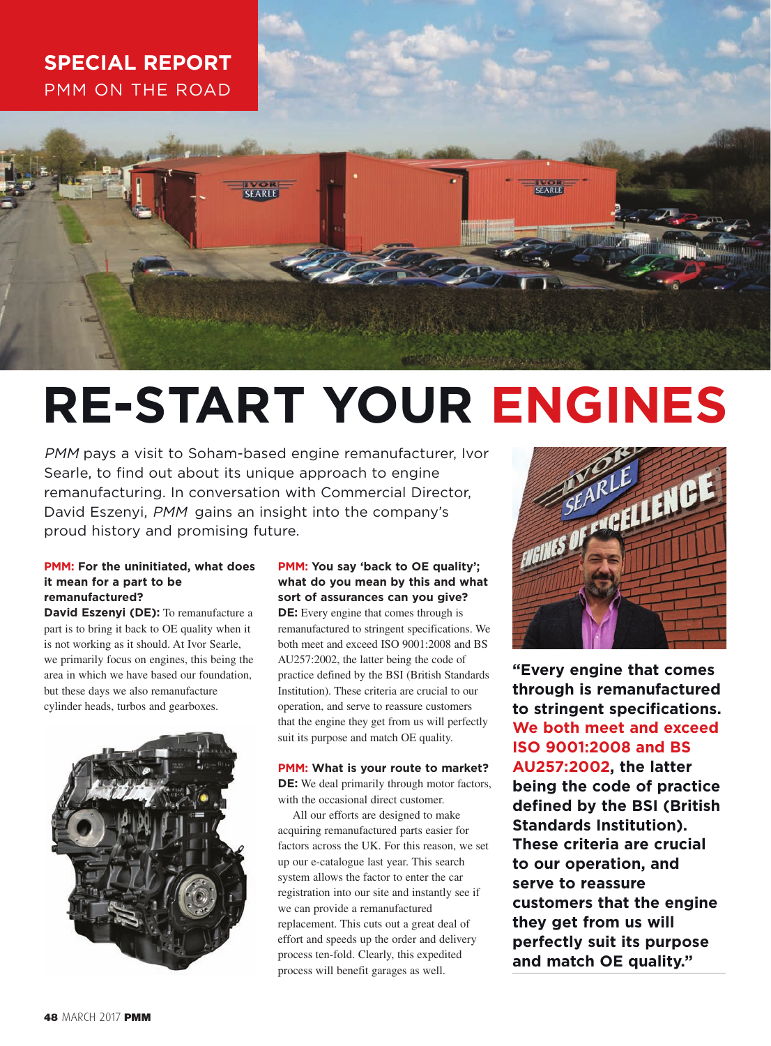**SPECIAL REPORT**
PMM ON THE ROAD

# RE-START YOUR ENGINES

*PMM* pays a visit to Soham-based engine remanufacturer, Ivor Searle, to find out about its unique approach to engine remanufacturing. In conversation with Commercial Director, David Eszenyi, *PMM* gains an insight into the company's proud history and promising future.

**PMM: For the uninitiated, what does it mean for a part to be remanufactured?**

**David Eszenyi (DE):** To remanufacture a part is to bring it back to OE quality when it is not working as it should. At Ivor Searle, we primarily focus on engines, this being the area in which we have based our foundation, but these days we also remanufacture cylinder heads, turbos and gearboxes.

**PMM: You say 'back to OE quality'; what do you mean by this and what sort of assurances can you give?**

**DE:** Every engine that comes through is remanufactured to stringent specifications. We both meet and exceed ISO 9001:2008 and BS AU257:2002, the latter being the code of practice defined by the BSI (British Standards Institution). These criteria are crucial to our operation, and serve to reassure customers that the engine they get from us will perfectly suit its purpose and match OE quality.

**PMM: What is your route to market?**

**DE:** We deal primarily through motor factors, with the occasional direct customer.

All our efforts are designed to make acquiring remanufactured parts easier for factors across the UK. For this reason, we set up our e-catalogue last year. This search system allows the factor to enter the car registration into our site and instantly see if we can provide a remanufactured replacement. This cuts out a great deal of effort and speeds up the order and delivery process ten-fold. Clearly, this expedited process will benefit garages as well.

**"Every engine that comes through is remanufactured to stringent specifications. We both meet and exceed ISO 9001:2008 and BS AU257:2002, the latter being the code of practice defined by the BSI (British Standards Institution). These criteria are crucial to our operation, and serve to reassure customers that the engine they get from us will perfectly suit its purpose and match OE quality."**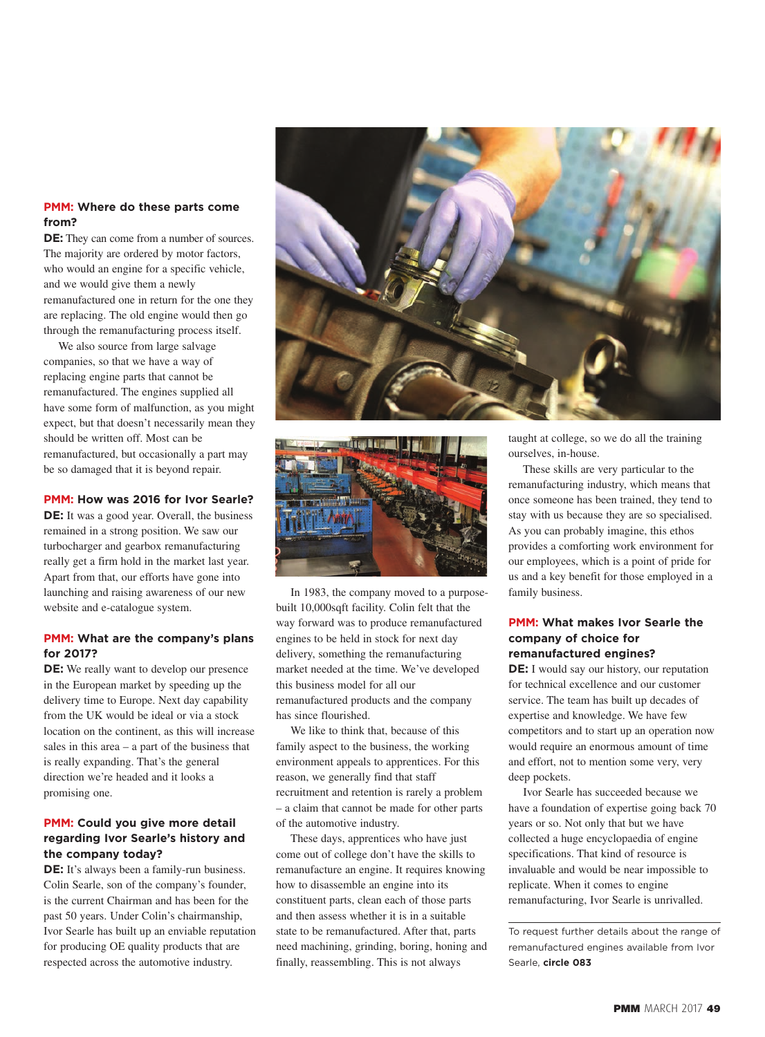**PMM: Where do these parts come from?**

**DE:** They can come from a number of sources. The majority are ordered by motor factors, who would an engine for a specific vehicle, and we would give them a newly remanufactured one in return for the one they are replacing. The old engine would then go through the remanufacturing process itself.

We also source from large salvage companies, so that we have a way of replacing engine parts that cannot be remanufactured. The engines supplied all have some form of malfunction, as you might expect, but that doesn't necessarily mean they should be written off. Most can be remanufactured, but occasionally a part may be so damaged that it is beyond repair.

**PMM: How was 2016 for Ivor Searle?**

**DE:** It was a good year. Overall, the business remained in a strong position. We saw our turbocharger and gearbox remanufacturing really get a firm hold in the market last year. Apart from that, our efforts have gone into launching and raising awareness of our new website and e-catalogue system.

**PMM: What are the company's plans for 2017?**

**DE:** We really want to develop our presence in the European market by speeding up the delivery time to Europe. Next day capability from the UK would be ideal or via a stock location on the continent, as this will increase sales in this area – a part of the business that is really expanding. That's the general direction we're headed and it looks a promising one.

**PMM: Could you give more detail regarding Ivor Searle's history and the company today?**

**DE:** It's always been a family-run business. Colin Searle, son of the company's founder, is the current Chairman and has been for the past 50 years. Under Colin's chairmanship, Ivor Searle has built up an enviable reputation for producing OE quality products that are respected across the automotive industry.

In 1983, the company moved to a purpose-built 10,000sqft facility. Colin felt that the way forward was to produce remanufactured engines to be held in stock for next day delivery, something the remanufacturing market needed at the time. We've developed this business model for all our remanufactured products and the company has since flourished.

We like to think that, because of this family aspect to the business, the working environment appeals to apprentices. For this reason, we generally find that staff recruitment and retention is rarely a problem – a claim that cannot be made for other parts of the automotive industry.

These days, apprentices who have just come out of college don't have the skills to remanufacture an engine. It requires knowing how to disassemble an engine into its constituent parts, clean each of those parts and then assess whether it is in a suitable state to be remanufactured. After that, parts need machining, grinding, boring, honing and finally, reassembling. This is not always taught at college, so we do all the training ourselves, in-house.

These skills are very particular to the remanufacturing industry, which means that once someone has been trained, they tend to stay with us because they are so specialised. As you can probably imagine, this ethos provides a comforting work environment for our employees, which is a point of pride for us and a key benefit for those employed in a family business.

**PMM: What makes Ivor Searle the company of choice for remanufactured engines?**

**DE:** I would say our history, our reputation for technical excellence and our customer service. The team has built up decades of expertise and knowledge. We have few competitors and to start up an operation now would require an enormous amount of time and effort, not to mention some very, very deep pockets.

Ivor Searle has succeeded because we have a foundation of expertise going back 70 years or so. Not only that but we have collected a huge encyclopaedia of engine specifications. That kind of resource is invaluable and would be near impossible to replicate. When it comes to engine remanufacturing, Ivor Searle is unrivalled.

---

To request further details about the range of remanufactured engines available from Ivor Searle, **circle 083**